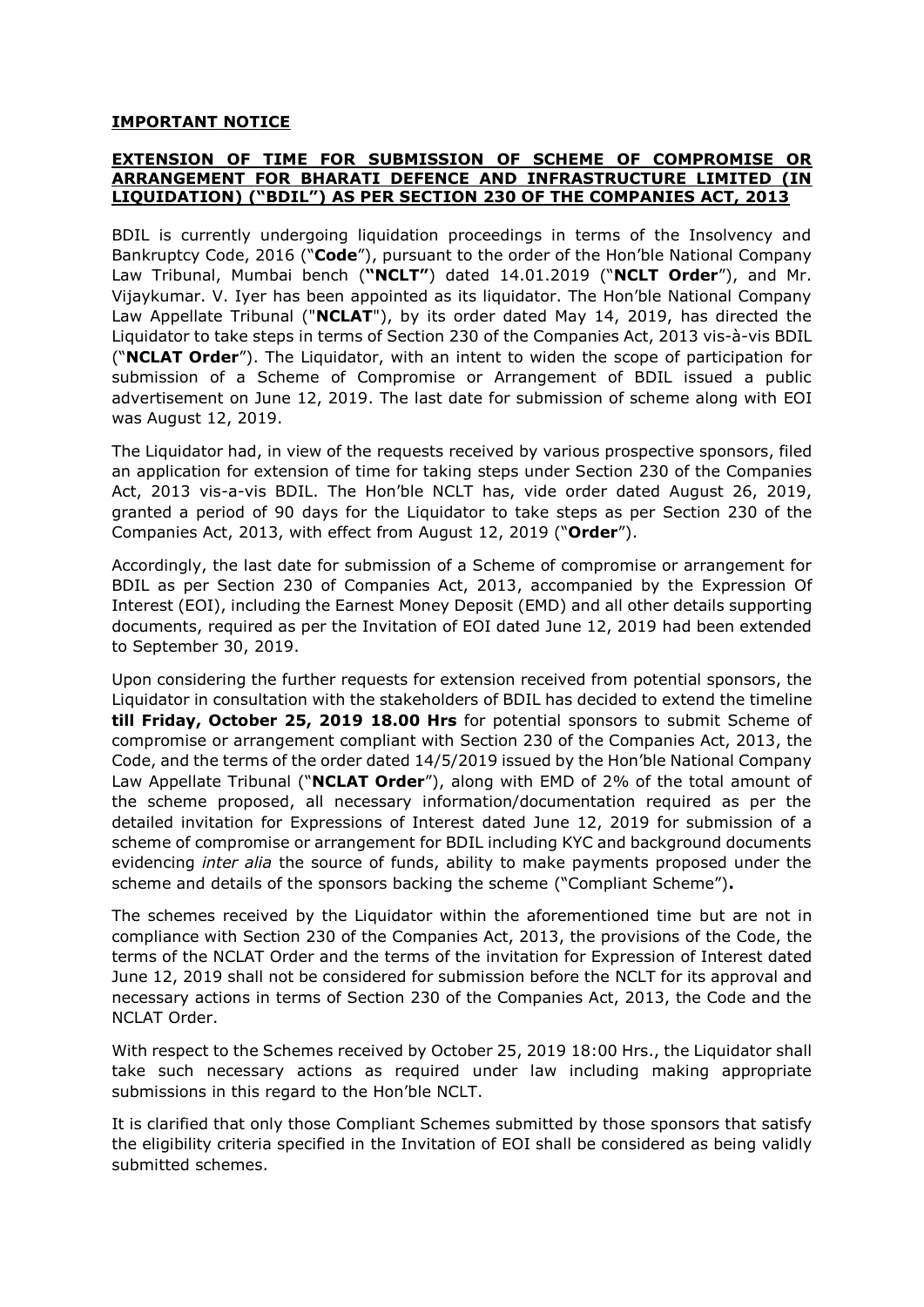**IMPORTANT NOTICE**

**EXTENSION OF TIME FOR SUBMISSION OF SCHEME OF COMPROMISE OR ARRANGEMENT FOR BHARATI DEFENCE AND INFRASTRUCTURE LIMITED (IN LIQUIDATION) ("BDIL") AS PER SECTION 230 OF THE COMPANIES ACT, 2013**

BDIL is currently undergoing liquidation proceedings in terms of the Insolvency and Bankruptcy Code, 2016 ("**Code**"), pursuant to the order of the Hon'ble National Company Law Tribunal, Mumbai bench (**"NCLT"**) dated 14.01.2019 ("**NCLT Order**"), and Mr. Vijaykumar. V. Iyer has been appointed as its liquidator. The Hon'ble National Company Law Appellate Tribunal ("**NCLAT**"), by its order dated May 14, 2019, has directed the Liquidator to take steps in terms of Section 230 of the Companies Act, 2013 vis-à-vis BDIL ("**NCLAT Order**"). The Liquidator, with an intent to widen the scope of participation for submission of a Scheme of Compromise or Arrangement of BDIL issued a public advertisement on June 12, 2019. The last date for submission of scheme along with EOI was August 12, 2019.

The Liquidator had, in view of the requests received by various prospective sponsors, filed an application for extension of time for taking steps under Section 230 of the Companies Act, 2013 vis-a-vis BDIL. The Hon'ble NCLT has, vide order dated August 26, 2019, granted a period of 90 days for the Liquidator to take steps as per Section 230 of the Companies Act, 2013, with effect from August 12, 2019 ("**Order**").

Accordingly, the last date for submission of a Scheme of compromise or arrangement for BDIL as per Section 230 of Companies Act, 2013, accompanied by the Expression Of Interest (EOI), including the Earnest Money Deposit (EMD) and all other details supporting documents, required as per the Invitation of EOI dated June 12, 2019 had been extended to September 30, 2019.

Upon considering the further requests for extension received from potential sponsors, the Liquidator in consultation with the stakeholders of BDIL has decided to extend the timeline **till Friday, October 25, 2019 18.00 Hrs** for potential sponsors to submit Scheme of compromise or arrangement compliant with Section 230 of the Companies Act, 2013, the Code, and the terms of the order dated 14/5/2019 issued by the Hon'ble National Company Law Appellate Tribunal ("**NCLAT Order**"), along with EMD of 2% of the total amount of the scheme proposed, all necessary information/documentation required as per the detailed invitation for Expressions of Interest dated June 12, 2019 for submission of a scheme of compromise or arrangement for BDIL including KYC and background documents evidencing *inter alia* the source of funds, ability to make payments proposed under the scheme and details of the sponsors backing the scheme ("Compliant Scheme")**.**

The schemes received by the Liquidator within the aforementioned time but are not in compliance with Section 230 of the Companies Act, 2013, the provisions of the Code, the terms of the NCLAT Order and the terms of the invitation for Expression of Interest dated June 12, 2019 shall not be considered for submission before the NCLT for its approval and necessary actions in terms of Section 230 of the Companies Act, 2013, the Code and the NCLAT Order.

With respect to the Schemes received by October 25, 2019 18:00 Hrs., the Liquidator shall take such necessary actions as required under law including making appropriate submissions in this regard to the Hon'ble NCLT.

It is clarified that only those Compliant Schemes submitted by those sponsors that satisfy the eligibility criteria specified in the Invitation of EOI shall be considered as being validly submitted schemes.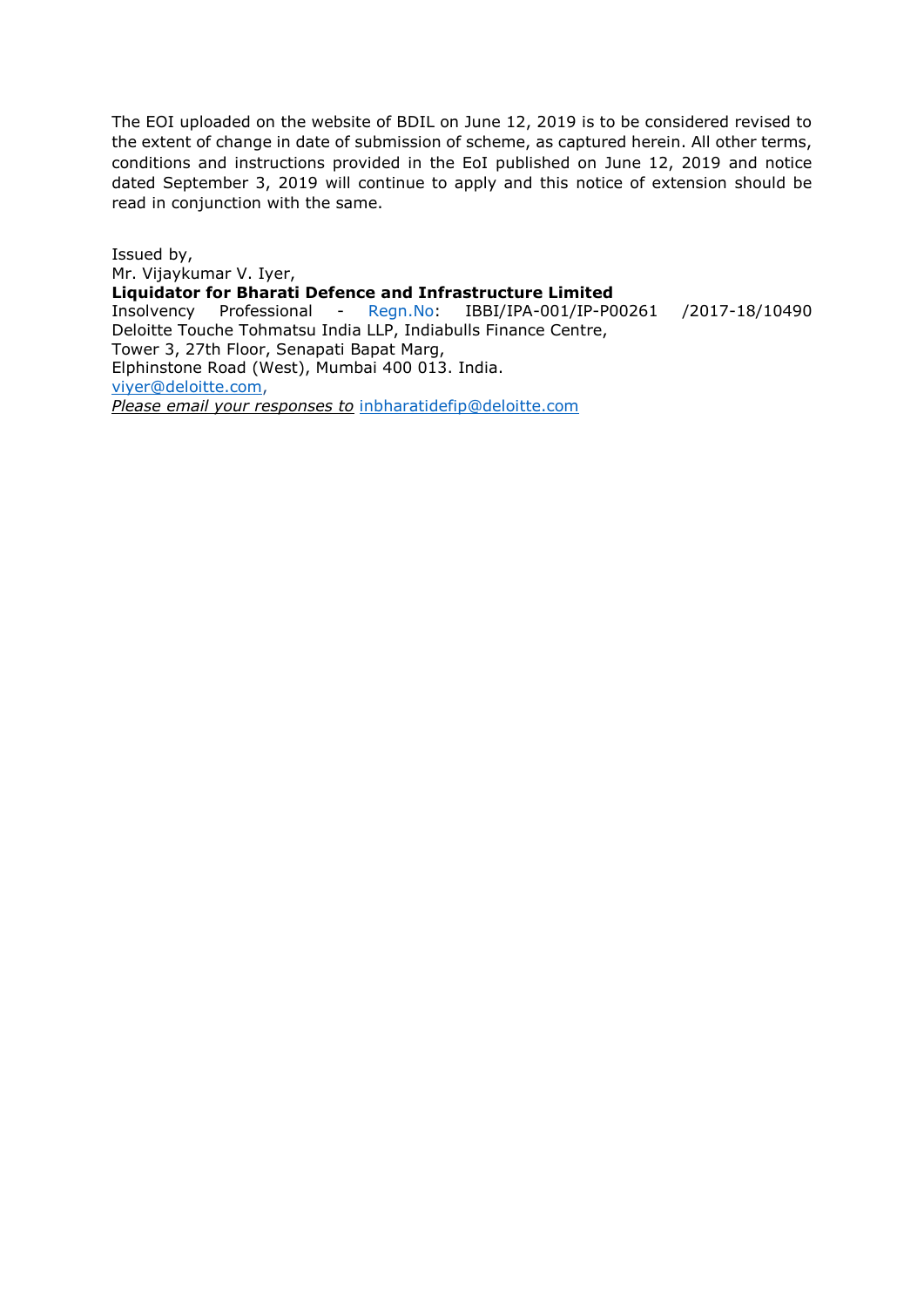The EOI uploaded on the website of BDIL on June 12, 2019 is to be considered revised to the extent of change in date of submission of scheme, as captured herein. All other terms, conditions and instructions provided in the EoI published on June 12, 2019 and notice dated September 3, 2019 will continue to apply and this notice of extension should be read in conjunction with the same.

Issued by,  
Mr. Vijaykumar V. Iyer,  
**Liquidator for Bharati Defence and Infrastructure Limited**  
Insolvency Professional - Regn.No: IBBI/IPA-001/IP-P00261 /2017-18/10490  
Deloitte Touche Tohmatsu India LLP, Indiabulls Finance Centre,  
Tower 3, 27th Floor, Senapati Bapat Marg,  
Elphinstone Road (West), Mumbai 400 013. India.  
viyer@deloitte.com,  
*Please email your responses to* inbharatidefip@deloitte.com